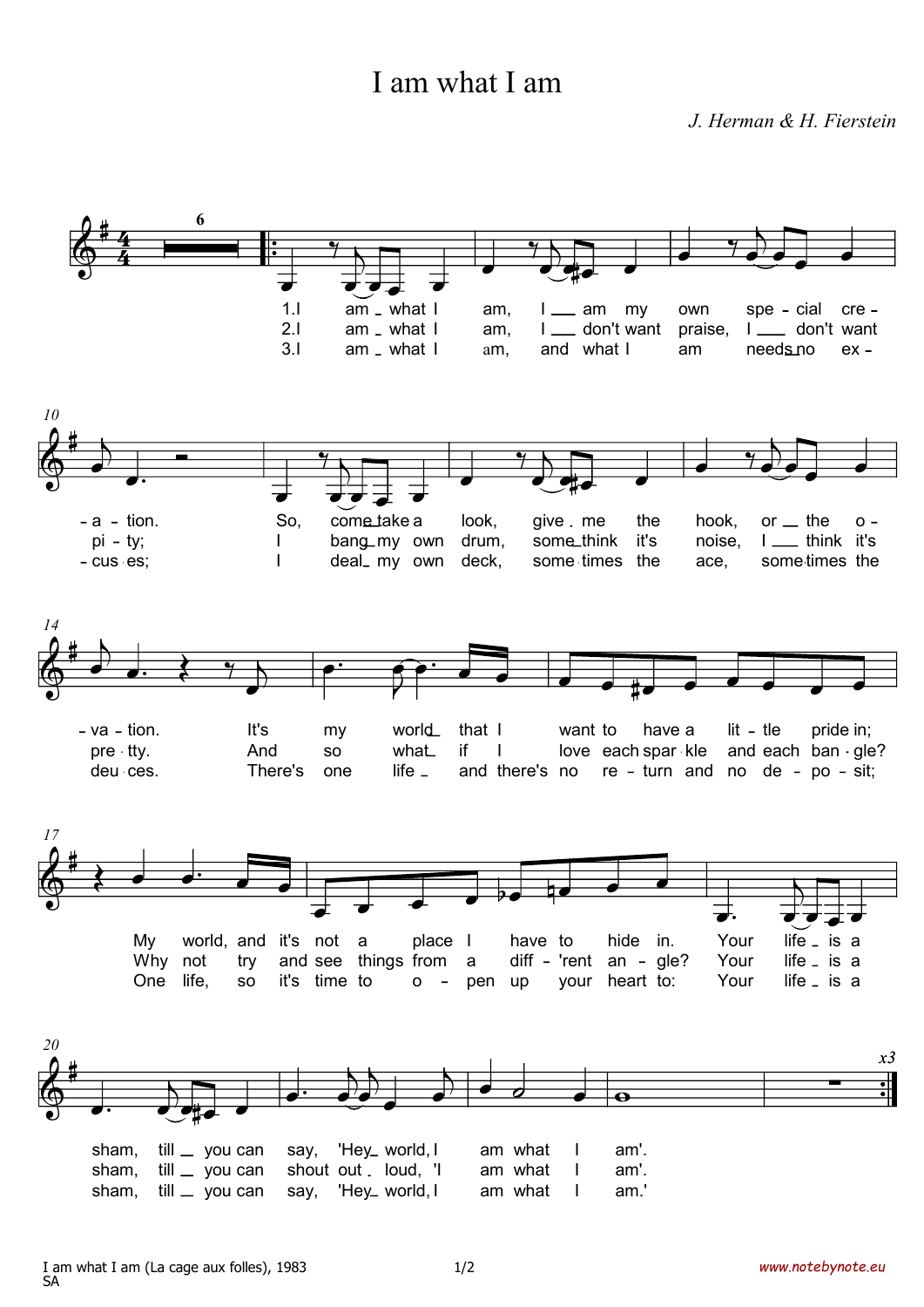## I am what I am

J. Herman & H. Fierstein